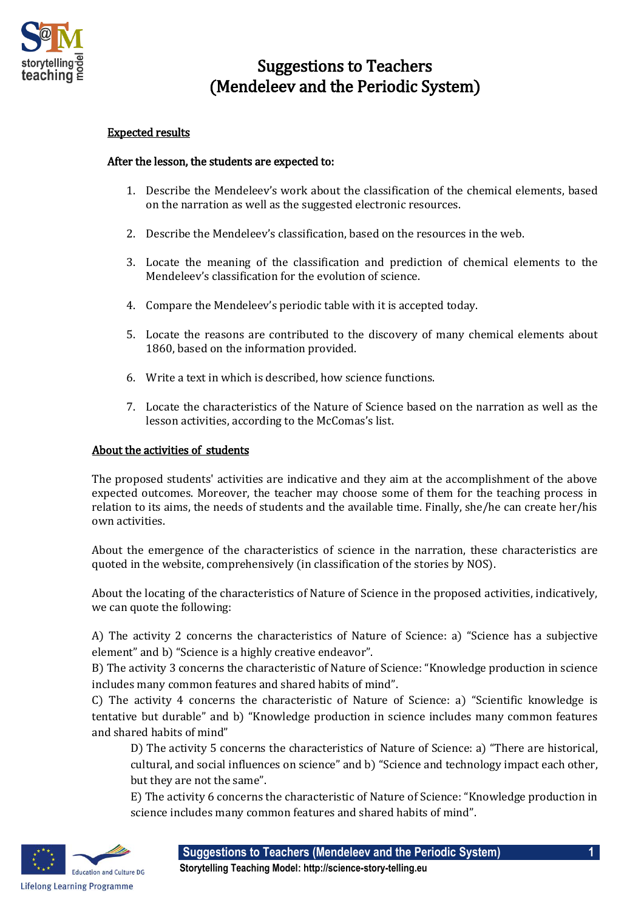# Suggestions to Teachers
# (Mendeleev and the Periodic System)

## Expected results

**After the lesson, the students are expected to:**

1. Describe the Mendeleev's work about the classification of the chemical elements, based on the narration as well as the suggested electronic resources.

2. Describe the Mendeleev's classification, based on the resources in the web.

3. Locate the meaning of the classification and prediction of chemical elements to the Mendeleev's classification for the evolution of science.

4. Compare the Mendeleev's periodic table with it is accepted today.

5. Locate the reasons are contributed to the discovery of many chemical elements about 1860, based on the information provided.

6. Write a text in which is described, how science functions.

7. Locate the characteristics of the Nature of Science based on the narration as well as the lesson activities, according to the McComas's list.

## About the activities of students

The proposed students' activities are indicative and they aim at the accomplishment of the above expected outcomes. Moreover, the teacher may choose some of them for the teaching process in relation to its aims, the needs of students and the available time. Finally, she/he can create her/his own activities.

About the emergence of the characteristics of science in the narration, these characteristics are quoted in the website, comprehensively (in classification of the stories by NOS).

About the locating of the characteristics of Nature of Science in the proposed activities, indicatively, we can quote the following:

A) The activity 2 concerns the characteristics of Nature of Science: a) "Science has a subjective element" and b) "Science is a highly creative endeavor".
B) The activity 3 concerns the characteristic of Nature of Science: "Knowledge production in science includes many common features and shared habits of mind".
C) The activity 4 concerns the characteristic of Nature of Science: a) "Scientific knowledge is tentative but durable" and b) "Knowledge production in science includes many common features and shared habits of mind"
D) The activity 5 concerns the characteristics of Nature of Science: a) "There are historical, cultural, and social influences on science" and b) "Science and technology impact each other, but they are not the same".
E) The activity 6 concerns the characteristic of Nature of Science: "Knowledge production in science includes many common features and shared habits of mind".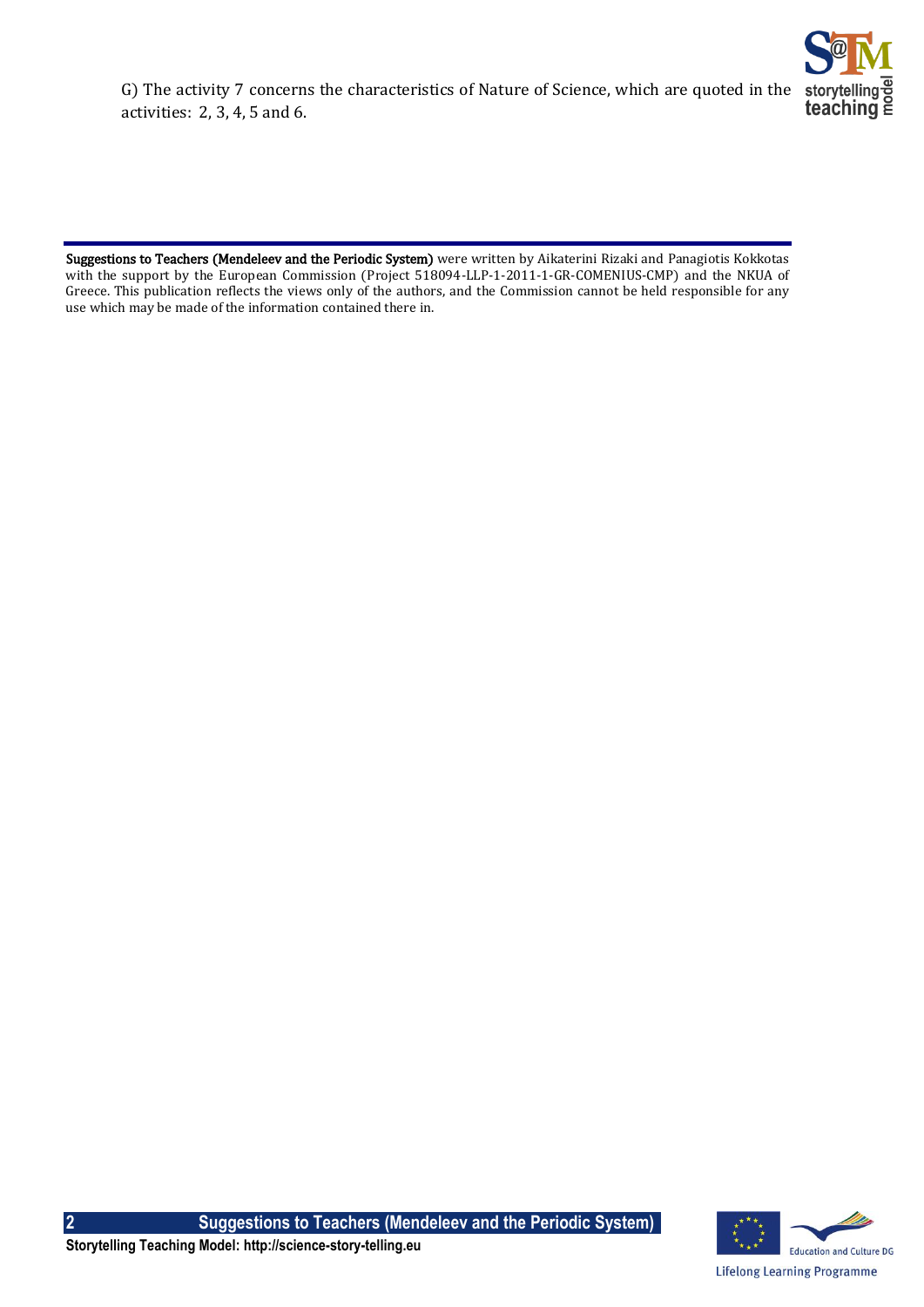G) The activity 7 concerns the characteristics of Nature of Science, which are quoted in the activities: 2, 3, 4, 5 and 6.

---

**Suggestions to Teachers (Mendeleev and the Periodic System)** were written by Aikaterini Rizaki and Panagiotis Kokkotas with the support by the European Commission (Project 518094-LLP-1-2011-1-GR-COMENIUS-CMP) and the NKUA of Greece. This publication reflects the views only of the authors, and the Commission cannot be held responsible for any use which may be made of the information contained there in.